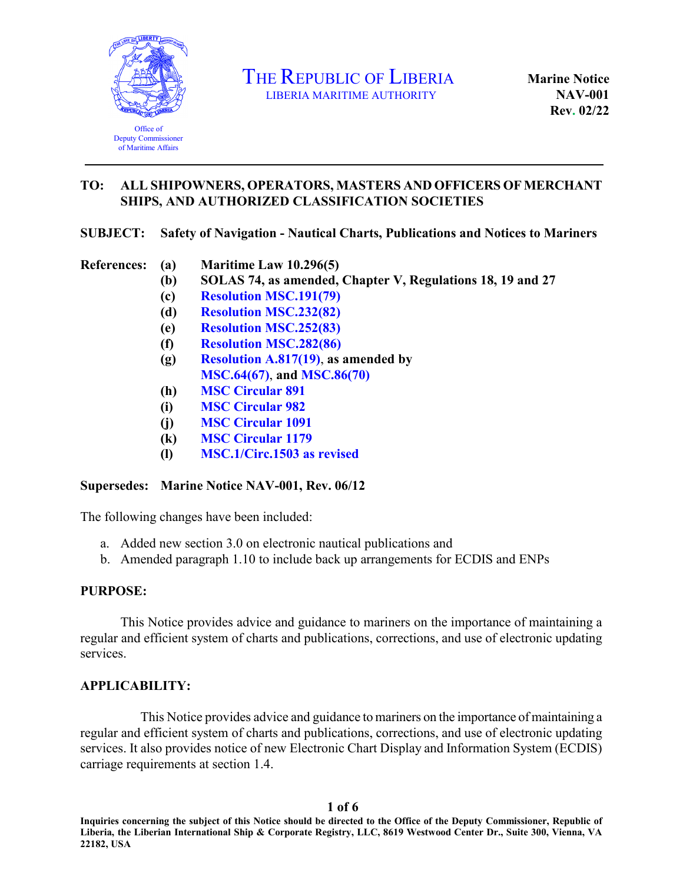Office of
Deputy Commissioner
of Maritime Affairs

# THE REPUBLIC OF LIBERIA

LIBERIA MARITIME AUTHORITY

**Marine Notice**
**NAV-001**
**Rev. 02/22**

---

**TO: ALL SHIPOWNERS, OPERATORS, MASTERS AND OFFICERS OF MERCHANT SHIPS, AND AUTHORIZED CLASSIFICATION SOCIETIES**

**SUBJECT: Safety of Navigation - Nautical Charts, Publications and Notices to Mariners**

**References:**

- **(a) Maritime Law 10.296(5)**
- **(b) SOLAS 74, as amended, Chapter V, Regulations 18, 19 and 27**
- **(c) Resolution MSC.191(79)**
- **(d) Resolution MSC.232(82)**
- **(e) Resolution MSC.252(83)**
- **(f) Resolution MSC.282(86)**
- **(g) Resolution A.817(19), as amended by MSC.64(67), and MSC.86(70)**
- **(h) MSC Circular 891**
- **(i) MSC Circular 982**
- **(j) MSC Circular 1091**
- **(k) MSC Circular 1179**
- **(l) MSC.1/Circ.1503 as revised**

**Supersedes: Marine Notice NAV-001, Rev. 06/12**

The following changes have been included:

a. Added new section 3.0 on electronic nautical publications and
b. Amended paragraph 1.10 to include back up arrangements for ECDIS and ENPs

## PURPOSE:

This Notice provides advice and guidance to mariners on the importance of maintaining a regular and efficient system of charts and publications, corrections, and use of electronic updating services.

## APPLICABILITY:

This Notice provides advice and guidance to mariners on the importance of maintaining a regular and efficient system of charts and publications, corrections, and use of electronic updating services. It also provides notice of new Electronic Chart Display and Information System (ECDIS) carriage requirements at section 1.4.

**Inquiries concerning the subject of this Notice should be directed to the Office of the Deputy Commissioner, Republic of Liberia, the Liberian International Ship & Corporate Registry, LLC, 8619 Westwood Center Dr., Suite 300, Vienna, VA 22182, USA**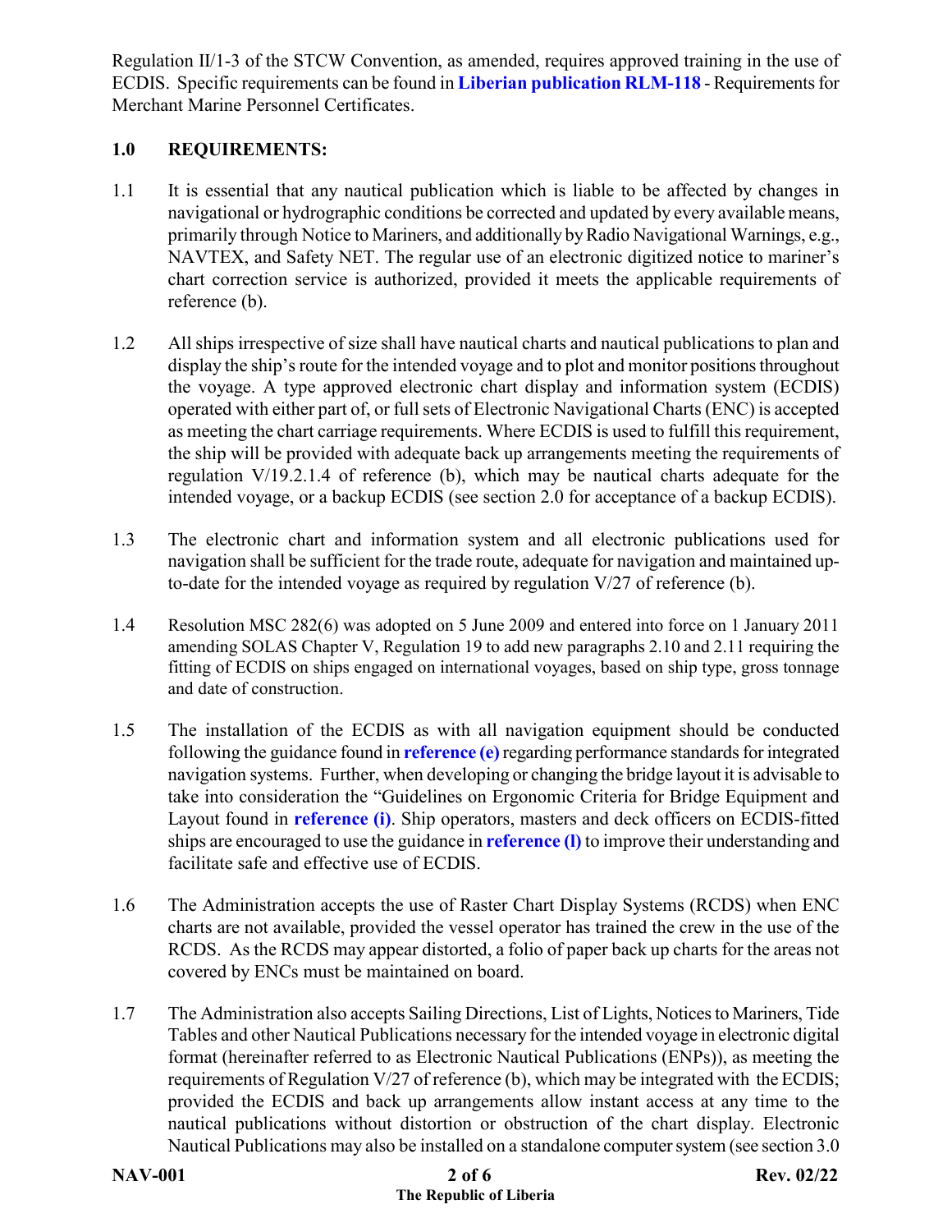Regulation II/1-3 of the STCW Convention, as amended, requires approved training in the use of ECDIS. Specific requirements can be found in **Liberian publication RLM-118** - Requirements for Merchant Marine Personnel Certificates.

## 1.0 REQUIREMENTS:

1.1 It is essential that any nautical publication which is liable to be affected by changes in navigational or hydrographic conditions be corrected and updated by every available means, primarily through Notice to Mariners, and additionally by Radio Navigational Warnings, e.g., NAVTEX, and Safety NET. The regular use of an electronic digitized notice to mariner's chart correction service is authorized, provided it meets the applicable requirements of reference (b).

1.2 All ships irrespective of size shall have nautical charts and nautical publications to plan and display the ship's route for the intended voyage and to plot and monitor positions throughout the voyage. A type approved electronic chart display and information system (ECDIS) operated with either part of, or full sets of Electronic Navigational Charts (ENC) is accepted as meeting the chart carriage requirements. Where ECDIS is used to fulfill this requirement, the ship will be provided with adequate back up arrangements meeting the requirements of regulation V/19.2.1.4 of reference (b), which may be nautical charts adequate for the intended voyage, or a backup ECDIS (see section 2.0 for acceptance of a backup ECDIS).

1.3 The electronic chart and information system and all electronic publications used for navigation shall be sufficient for the trade route, adequate for navigation and maintained up-to-date for the intended voyage as required by regulation V/27 of reference (b).

1.4 Resolution MSC 282(6) was adopted on 5 June 2009 and entered into force on 1 January 2011 amending SOLAS Chapter V, Regulation 19 to add new paragraphs 2.10 and 2.11 requiring the fitting of ECDIS on ships engaged on international voyages, based on ship type, gross tonnage and date of construction.

1.5 The installation of the ECDIS as with all navigation equipment should be conducted following the guidance found in **reference (e)** regarding performance standards for integrated navigation systems. Further, when developing or changing the bridge layout it is advisable to take into consideration the "Guidelines on Ergonomic Criteria for Bridge Equipment and Layout found in **reference (i)**. Ship operators, masters and deck officers on ECDIS-fitted ships are encouraged to use the guidance in **reference (l)** to improve their understanding and facilitate safe and effective use of ECDIS.

1.6 The Administration accepts the use of Raster Chart Display Systems (RCDS) when ENC charts are not available, provided the vessel operator has trained the crew in the use of the RCDS. As the RCDS may appear distorted, a folio of paper back up charts for the areas not covered by ENCs must be maintained on board.

1.7 The Administration also accepts Sailing Directions, List of Lights, Notices to Mariners, Tide Tables and other Nautical Publications necessary for the intended voyage in electronic digital format (hereinafter referred to as Electronic Nautical Publications (ENPs)), as meeting the requirements of Regulation V/27 of reference (b), which may be integrated with the ECDIS; provided the ECDIS and back up arrangements allow instant access at any time to the nautical publications without distortion or obstruction of the chart display. Electronic Nautical Publications may also be installed on a standalone computer system (see section 3.0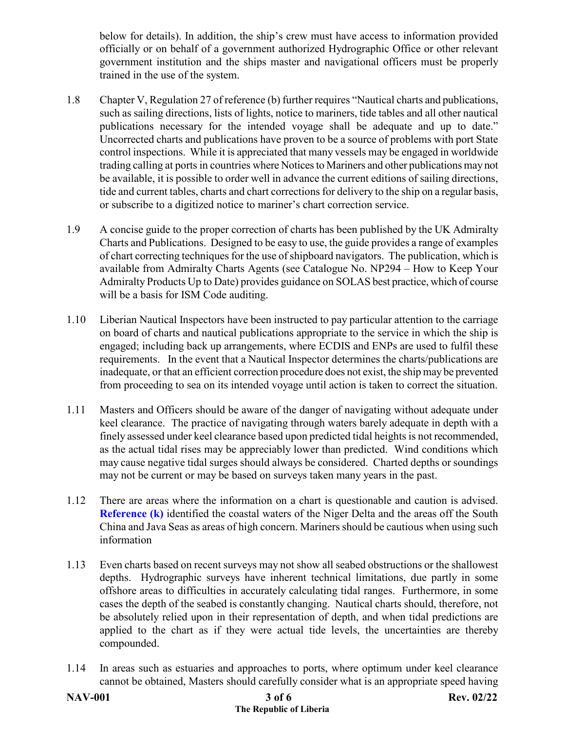below for details). In addition, the ship's crew must have access to information provided officially or on behalf of a government authorized Hydrographic Office or other relevant government institution and the ships master and navigational officers must be properly trained in the use of the system.

1.8 Chapter V, Regulation 27 of reference (b) further requires "Nautical charts and publications, such as sailing directions, lists of lights, notice to mariners, tide tables and all other nautical publications necessary for the intended voyage shall be adequate and up to date." Uncorrected charts and publications have proven to be a source of problems with port State control inspections. While it is appreciated that many vessels may be engaged in worldwide trading calling at ports in countries where Notices to Mariners and other publications may not be available, it is possible to order well in advance the current editions of sailing directions, tide and current tables, charts and chart corrections for delivery to the ship on a regular basis, or subscribe to a digitized notice to mariner's chart correction service.

1.9 A concise guide to the proper correction of charts has been published by the UK Admiralty Charts and Publications. Designed to be easy to use, the guide provides a range of examples of chart correcting techniques for the use of shipboard navigators. The publication, which is available from Admiralty Charts Agents (see Catalogue No. NP294 – How to Keep Your Admiralty Products Up to Date) provides guidance on SOLAS best practice, which of course will be a basis for ISM Code auditing.

1.10 Liberian Nautical Inspectors have been instructed to pay particular attention to the carriage on board of charts and nautical publications appropriate to the service in which the ship is engaged; including back up arrangements, where ECDIS and ENPs are used to fulfil these requirements. In the event that a Nautical Inspector determines the charts/publications are inadequate, or that an efficient correction procedure does not exist, the ship may be prevented from proceeding to sea on its intended voyage until action is taken to correct the situation.

1.11 Masters and Officers should be aware of the danger of navigating without adequate under keel clearance. The practice of navigating through waters barely adequate in depth with a finely assessed under keel clearance based upon predicted tidal heights is not recommended, as the actual tidal rises may be appreciably lower than predicted. Wind conditions which may cause negative tidal surges should always be considered. Charted depths or soundings may not be current or may be based on surveys taken many years in the past.

1.12 There are areas where the information on a chart is questionable and caution is advised. **Reference (k)** identified the coastal waters of the Niger Delta and the areas off the South China and Java Seas as areas of high concern. Mariners should be cautious when using such information

1.13 Even charts based on recent surveys may not show all seabed obstructions or the shallowest depths. Hydrographic surveys have inherent technical limitations, due partly in some offshore areas to difficulties in accurately calculating tidal ranges. Furthermore, in some cases the depth of the seabed is constantly changing. Nautical charts should, therefore, not be absolutely relied upon in their representation of depth, and when tidal predictions are applied to the chart as if they were actual tide levels, the uncertainties are thereby compounded.

1.14 In areas such as estuaries and approaches to ports, where optimum under keel clearance cannot be obtained, Masters should carefully consider what is an appropriate speed having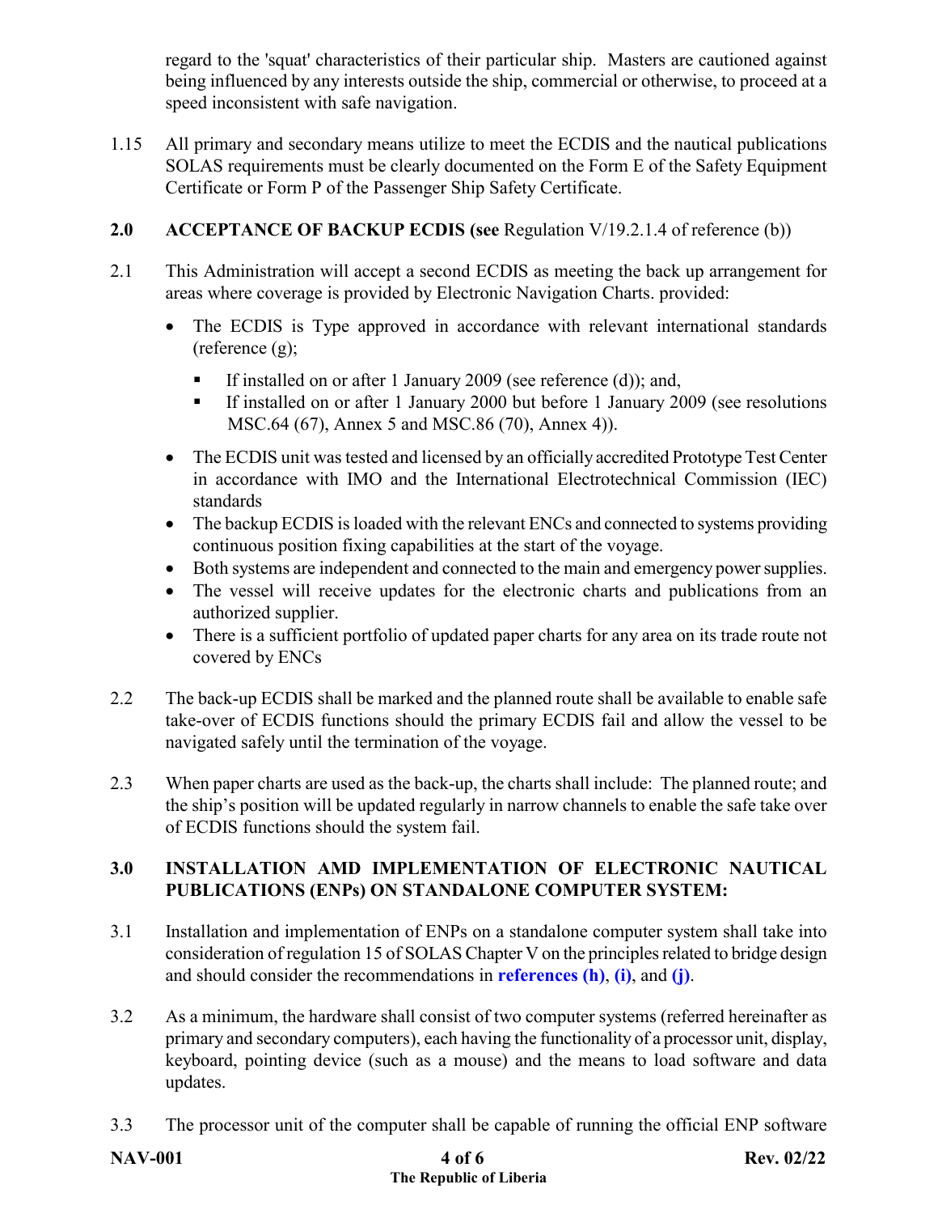regard to the 'squat' characteristics of their particular ship. Masters are cautioned against being influenced by any interests outside the ship, commercial or otherwise, to proceed at a speed inconsistent with safe navigation.

1.15 All primary and secondary means utilize to meet the ECDIS and the nautical publications SOLAS requirements must be clearly documented on the Form E of the Safety Equipment Certificate or Form P of the Passenger Ship Safety Certificate.

## 2.0 ACCEPTANCE OF BACKUP ECDIS (see Regulation V/19.2.1.4 of reference (b))

2.1 This Administration will accept a second ECDIS as meeting the back up arrangement for areas where coverage is provided by Electronic Navigation Charts. provided:

- The ECDIS is Type approved in accordance with relevant international standards (reference (g);
  - If installed on or after 1 January 2009 (see reference (d)); and,
  - If installed on or after 1 January 2000 but before 1 January 2009 (see resolutions MSC.64 (67), Annex 5 and MSC.86 (70), Annex 4)).
- The ECDIS unit was tested and licensed by an officially accredited Prototype Test Center in accordance with IMO and the International Electrotechnical Commission (IEC) standards
- The backup ECDIS is loaded with the relevant ENCs and connected to systems providing continuous position fixing capabilities at the start of the voyage.
- Both systems are independent and connected to the main and emergency power supplies.
- The vessel will receive updates for the electronic charts and publications from an authorized supplier.
- There is a sufficient portfolio of updated paper charts for any area on its trade route not covered by ENCs

2.2 The back-up ECDIS shall be marked and the planned route shall be available to enable safe take-over of ECDIS functions should the primary ECDIS fail and allow the vessel to be navigated safely until the termination of the voyage.

2.3 When paper charts are used as the back-up, the charts shall include: The planned route; and the ship's position will be updated regularly in narrow channels to enable the safe take over of ECDIS functions should the system fail.

## 3.0 INSTALLATION AMD IMPLEMENTATION OF ELECTRONIC NAUTICAL PUBLICATIONS (ENPs) ON STANDALONE COMPUTER SYSTEM:

3.1 Installation and implementation of ENPs on a standalone computer system shall take into consideration of regulation 15 of SOLAS Chapter V on the principles related to bridge design and should consider the recommendations in **references (h)**, **(i)**, and **(j)**.

3.2 As a minimum, the hardware shall consist of two computer systems (referred hereinafter as primary and secondary computers), each having the functionality of a processor unit, display, keyboard, pointing device (such as a mouse) and the means to load software and data updates.

3.3 The processor unit of the computer shall be capable of running the official ENP software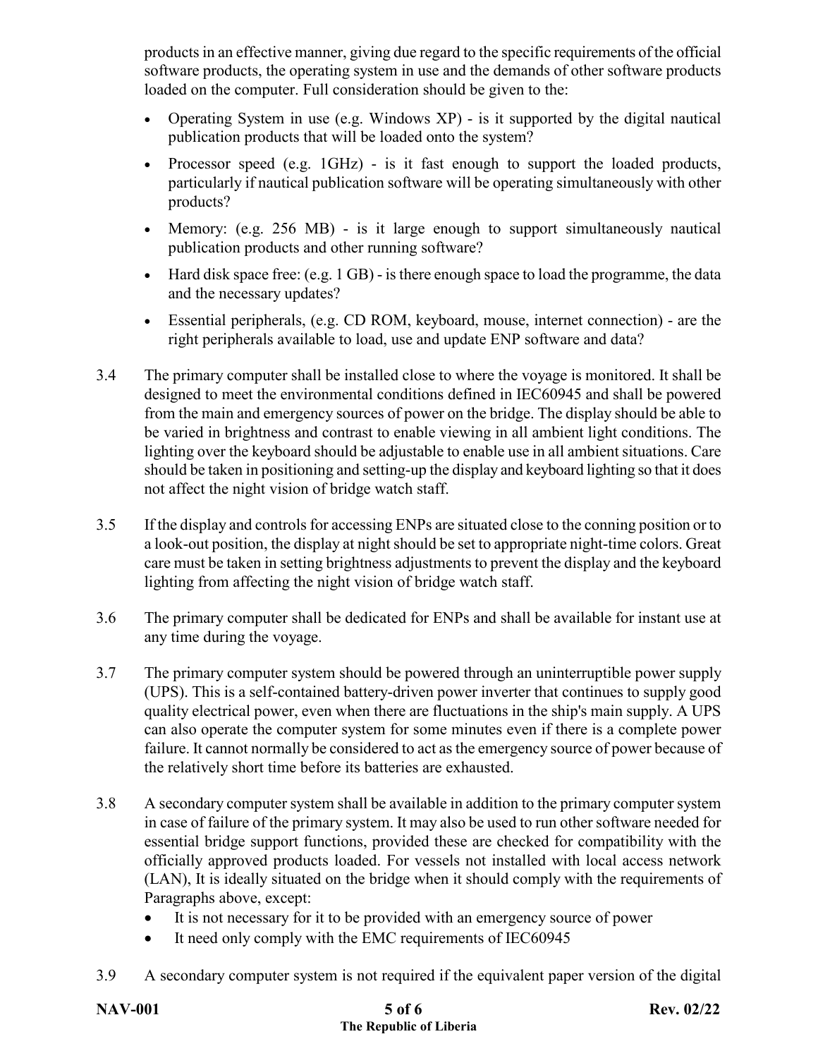products in an effective manner, giving due regard to the specific requirements of the official software products, the operating system in use and the demands of other software products loaded on the computer. Full consideration should be given to the:

- Operating System in use (e.g. Windows XP) - is it supported by the digital nautical publication products that will be loaded onto the system?
- Processor speed (e.g. 1GHz) - is it fast enough to support the loaded products, particularly if nautical publication software will be operating simultaneously with other products?
- Memory: (e.g. 256 MB) - is it large enough to support simultaneously nautical publication products and other running software?
- Hard disk space free: (e.g. 1 GB) - is there enough space to load the programme, the data and the necessary updates?
- Essential peripherals, (e.g. CD ROM, keyboard, mouse, internet connection) - are the right peripherals available to load, use and update ENP software and data?

3.4 The primary computer shall be installed close to where the voyage is monitored. It shall be designed to meet the environmental conditions defined in IEC60945 and shall be powered from the main and emergency sources of power on the bridge. The display should be able to be varied in brightness and contrast to enable viewing in all ambient light conditions. The lighting over the keyboard should be adjustable to enable use in all ambient situations. Care should be taken in positioning and setting-up the display and keyboard lighting so that it does not affect the night vision of bridge watch staff.

3.5 If the display and controls for accessing ENPs are situated close to the conning position or to a look-out position, the display at night should be set to appropriate night-time colors. Great care must be taken in setting brightness adjustments to prevent the display and the keyboard lighting from affecting the night vision of bridge watch staff.

3.6 The primary computer shall be dedicated for ENPs and shall be available for instant use at any time during the voyage.

3.7 The primary computer system should be powered through an uninterruptible power supply (UPS). This is a self-contained battery-driven power inverter that continues to supply good quality electrical power, even when there are fluctuations in the ship's main supply. A UPS can also operate the computer system for some minutes even if there is a complete power failure. It cannot normally be considered to act as the emergency source of power because of the relatively short time before its batteries are exhausted.

3.8 A secondary computer system shall be available in addition to the primary computer system in case of failure of the primary system. It may also be used to run other software needed for essential bridge support functions, provided these are checked for compatibility with the officially approved products loaded. For vessels not installed with local access network (LAN), It is ideally situated on the bridge when it should comply with the requirements of Paragraphs above, except:

- It is not necessary for it to be provided with an emergency source of power
- It need only comply with the EMC requirements of IEC60945

3.9 A secondary computer system is not required if the equivalent paper version of the digital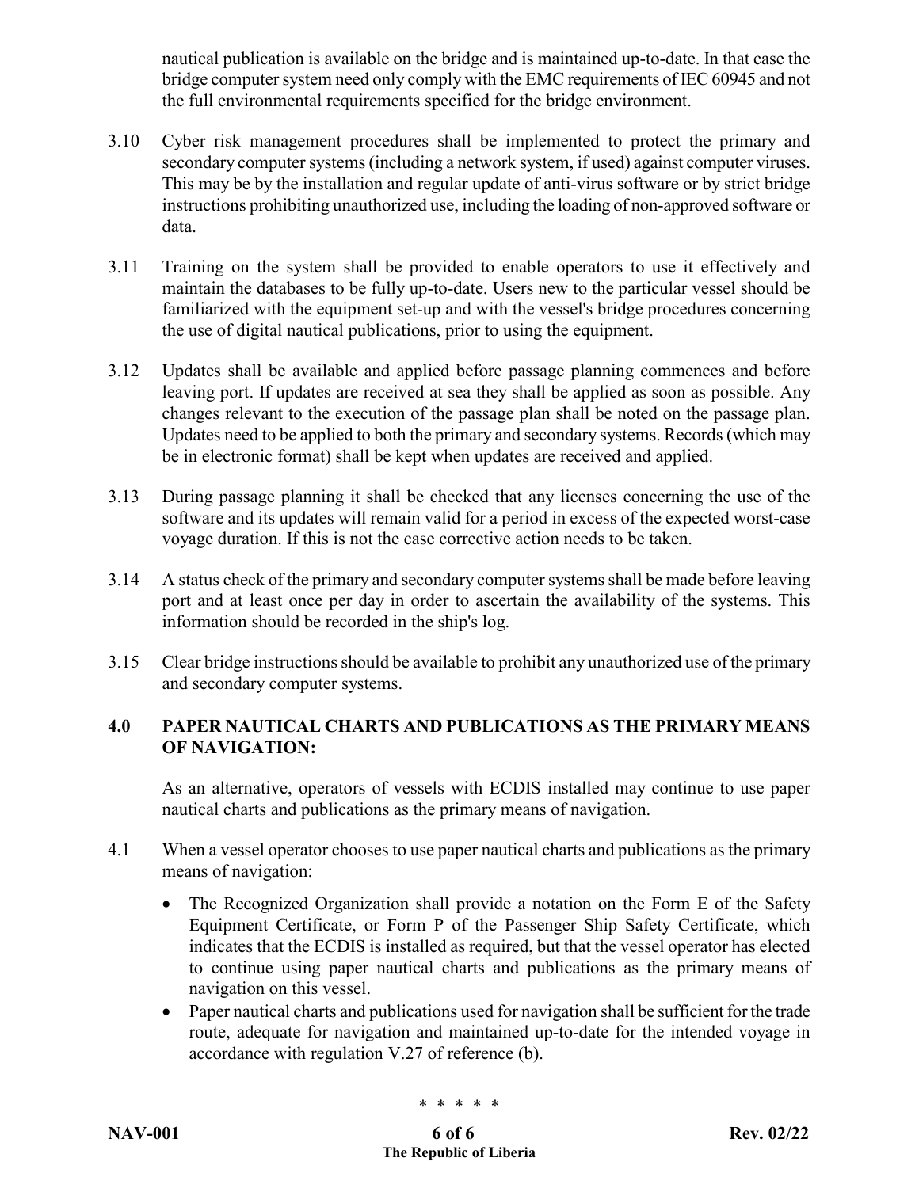nautical publication is available on the bridge and is maintained up-to-date. In that case the bridge computer system need only comply with the EMC requirements of IEC 60945 and not the full environmental requirements specified for the bridge environment.

3.10 Cyber risk management procedures shall be implemented to protect the primary and secondary computer systems (including a network system, if used) against computer viruses. This may be by the installation and regular update of anti-virus software or by strict bridge instructions prohibiting unauthorized use, including the loading of non-approved software or data.

3.11 Training on the system shall be provided to enable operators to use it effectively and maintain the databases to be fully up-to-date. Users new to the particular vessel should be familiarized with the equipment set-up and with the vessel's bridge procedures concerning the use of digital nautical publications, prior to using the equipment.

3.12 Updates shall be available and applied before passage planning commences and before leaving port. If updates are received at sea they shall be applied as soon as possible. Any changes relevant to the execution of the passage plan shall be noted on the passage plan. Updates need to be applied to both the primary and secondary systems. Records (which may be in electronic format) shall be kept when updates are received and applied.

3.13 During passage planning it shall be checked that any licenses concerning the use of the software and its updates will remain valid for a period in excess of the expected worst-case voyage duration. If this is not the case corrective action needs to be taken.

3.14 A status check of the primary and secondary computer systems shall be made before leaving port and at least once per day in order to ascertain the availability of the systems. This information should be recorded in the ship's log.

3.15 Clear bridge instructions should be available to prohibit any unauthorized use of the primary and secondary computer systems.

## 4.0 PAPER NAUTICAL CHARTS AND PUBLICATIONS AS THE PRIMARY MEANS OF NAVIGATION:

As an alternative, operators of vessels with ECDIS installed may continue to use paper nautical charts and publications as the primary means of navigation.

4.1 When a vessel operator chooses to use paper nautical charts and publications as the primary means of navigation:

- The Recognized Organization shall provide a notation on the Form E of the Safety Equipment Certificate, or Form P of the Passenger Ship Safety Certificate, which indicates that the ECDIS is installed as required, but that the vessel operator has elected to continue using paper nautical charts and publications as the primary means of navigation on this vessel.
- Paper nautical charts and publications used for navigation shall be sufficient for the trade route, adequate for navigation and maintained up-to-date for the intended voyage in accordance with regulation V.27 of reference (b).

\* \* \* \* \*